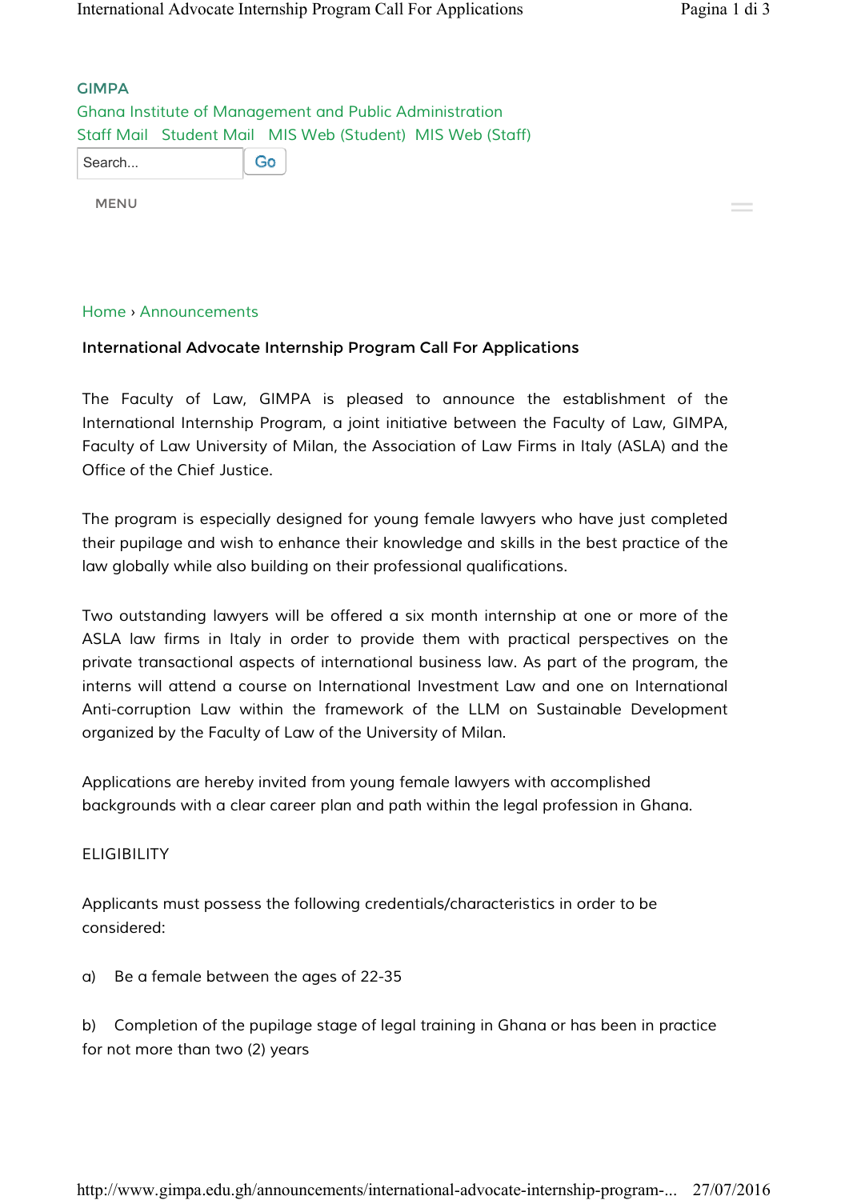GIMPA

Ghana Institute of Management and Public Administration

Staff Mail   Student Mail   MIS Web (Student)   MIS Web (Staff)

Search... Go

MENU

Home › Announcements

# International Advocate Internship Program Call For Applications

The Faculty of Law, GIMPA is pleased to announce the establishment of the International Internship Program, a joint initiative between the Faculty of Law, GIMPA, Faculty of Law University of Milan, the Association of Law Firms in Italy (ASLA) and the Office of the Chief Justice.

The program is especially designed for young female lawyers who have just completed their pupilage and wish to enhance their knowledge and skills in the best practice of the law globally while also building on their professional qualifications.

Two outstanding lawyers will be offered a six month internship at one or more of the ASLA law firms in Italy in order to provide them with practical perspectives on the private transactional aspects of international business law. As part of the program, the interns will attend a course on International Investment Law and one on International Anti-corruption Law within the framework of the LLM on Sustainable Development organized by the Faculty of Law of the University of Milan.

Applications are hereby invited from young female lawyers with accomplished backgrounds with a clear career plan and path within the legal profession in Ghana.

ELIGIBILITY

Applicants must possess the following credentials/characteristics in order to be considered:

a) Be a female between the ages of 22-35

b) Completion of the pupilage stage of legal training in Ghana or has been in practice for not more than two (2) years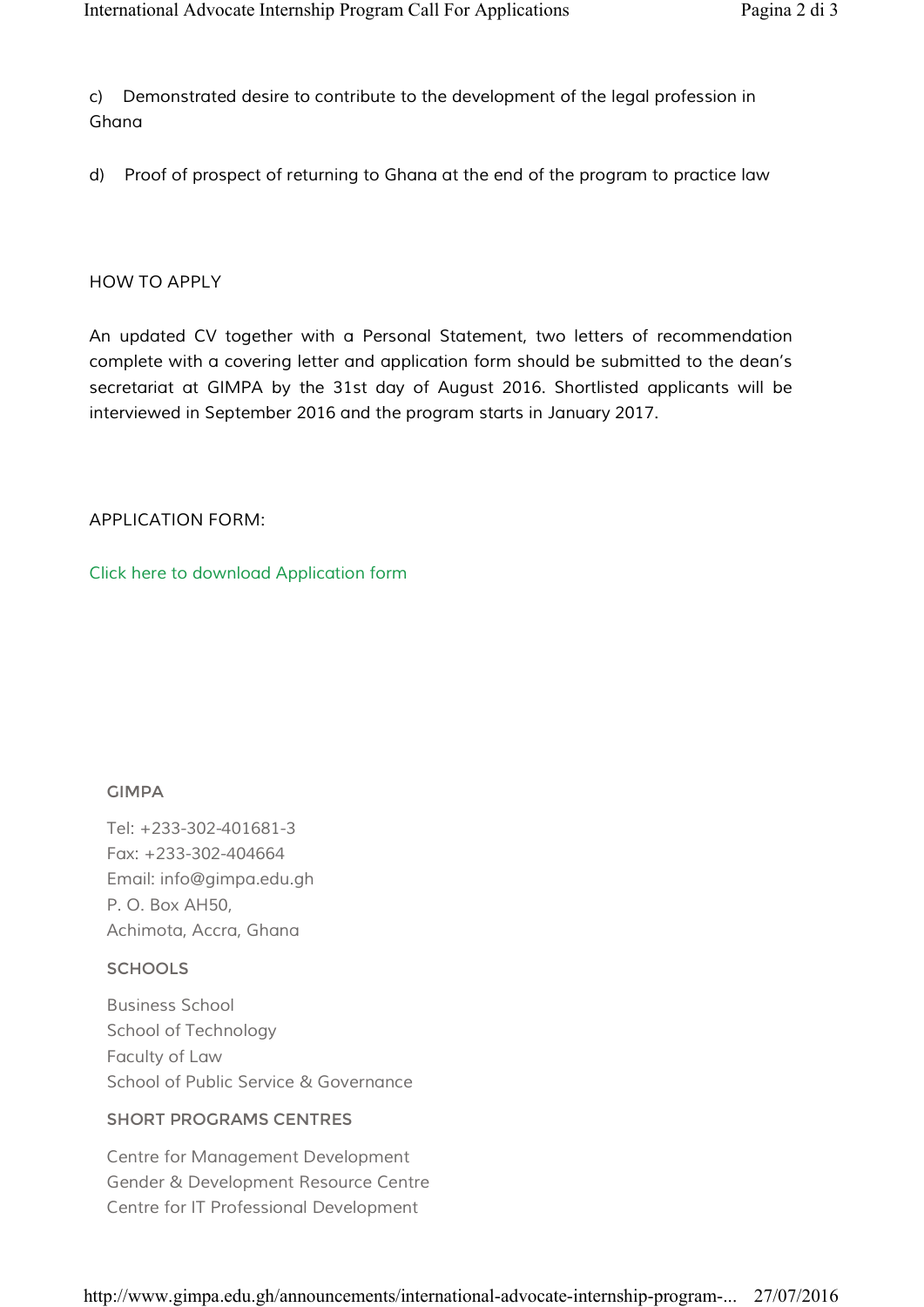c) Demonstrated desire to contribute to the development of the legal profession in Ghana

d) Proof of prospect of returning to Ghana at the end of the program to practice law

## HOW TO APPLY

An updated CV together with a Personal Statement, two letters of recommendation complete with a covering letter and application form should be submitted to the dean's secretariat at GIMPA by the 31st day of August 2016. Shortlisted applicants will be interviewed in September 2016 and the program starts in January 2017.

## APPLICATION FORM:

Click here to download Application form

### GIMPA

Tel: +233-302-401681-3
Fax: +233-302-404664
Email: info@gimpa.edu.gh
P. O. Box AH50,
Achimota, Accra, Ghana

### SCHOOLS

Business School
School of Technology
Faculty of Law
School of Public Service & Governance

### SHORT PROGRAMS CENTRES

Centre for Management Development
Gender & Development Resource Centre
Centre for IT Professional Development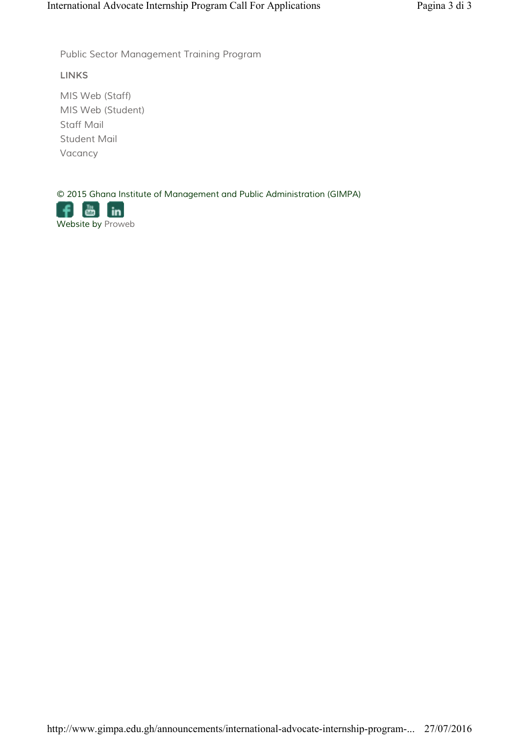Public Sector Management Training Program

**LINKS**

MIS Web (Staff)
MIS Web (Student)
Staff Mail
Student Mail
Vacancy

© 2015 Ghana Institute of Management and Public Administration (GIMPA)

Website by Proweb